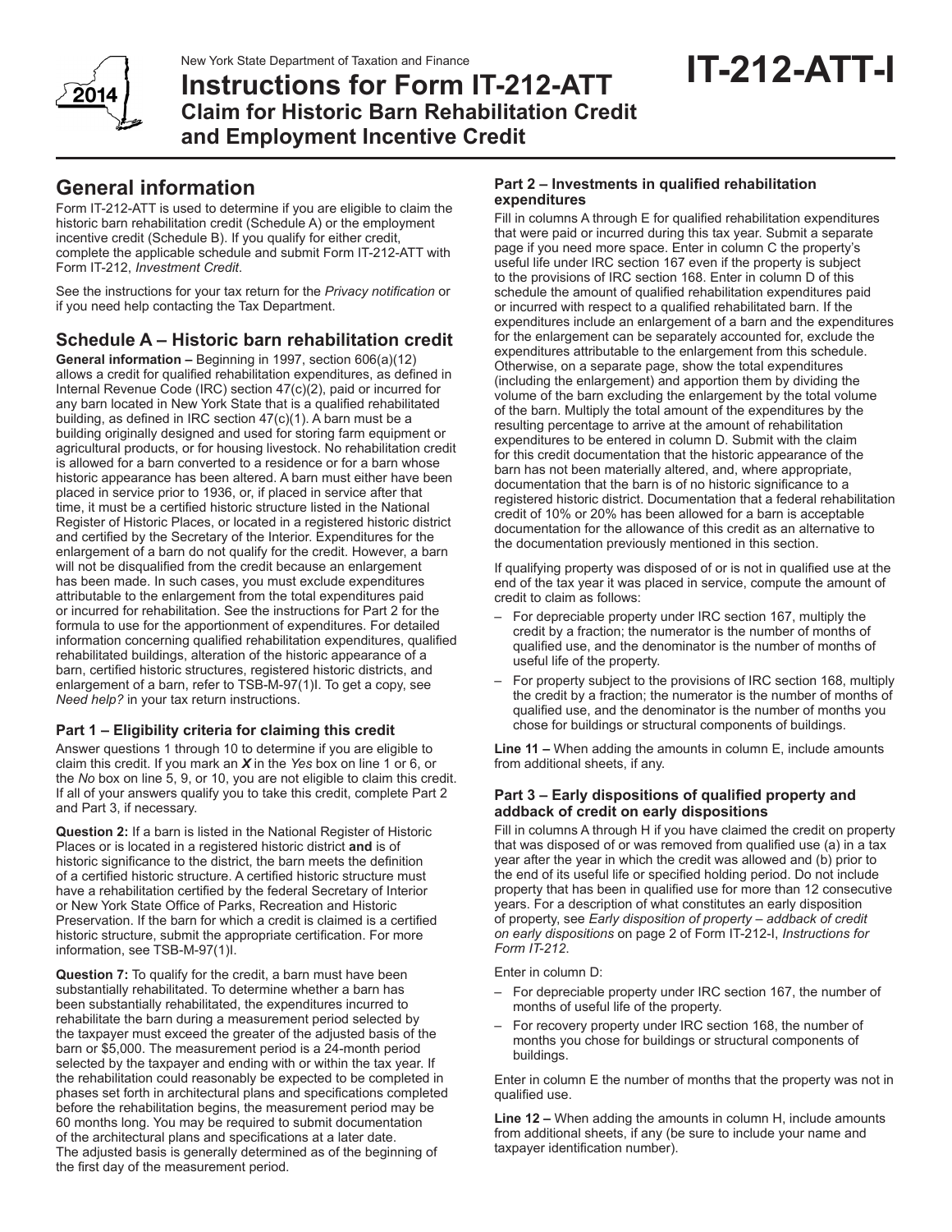New York State Department of Taxation and Finance

# Instructions for Form IT-212-ATT
## Claim for Historic Barn Rehabilitation Credit and Employment Incentive Credit

**IT-212-ATT-I**

2014

## General information

Form IT-212-ATT is used to determine if you are eligible to claim the historic barn rehabilitation credit (Schedule A) or the employment incentive credit (Schedule B). If you qualify for either credit, complete the applicable schedule and submit Form IT-212-ATT with Form IT-212, *Investment Credit*.

See the instructions for your tax return for the *Privacy notification* or if you need help contacting the Tax Department.

## Schedule A – Historic barn rehabilitation credit

**General information –** Beginning in 1997, section 606(a)(12) allows a credit for qualified rehabilitation expenditures, as defined in Internal Revenue Code (IRC) section 47(c)(2), paid or incurred for any barn located in New York State that is a qualified rehabilitated building, as defined in IRC section 47(c)(1). A barn must be a building originally designed and used for storing farm equipment or agricultural products, or for housing livestock. No rehabilitation credit is allowed for a barn converted to a residence or for a barn whose historic appearance has been altered. A barn must either have been placed in service prior to 1936, or, if placed in service after that time, it must be a certified historic structure listed in the National Register of Historic Places, or located in a registered historic district and certified by the Secretary of the Interior. Expenditures for the enlargement of a barn do not qualify for the credit. However, a barn will not be disqualified from the credit because an enlargement has been made. In such cases, you must exclude expenditures attributable to the enlargement from the total expenditures paid or incurred for rehabilitation. See the instructions for Part 2 for the formula to use for the apportionment of expenditures. For detailed information concerning qualified rehabilitation expenditures, qualified rehabilitated buildings, alteration of the historic appearance of a barn, certified historic structures, registered historic districts, and enlargement of a barn, refer to TSB-M-97(1)I. To get a copy, see *Need help?* in your tax return instructions.

### Part 1 – Eligibility criteria for claiming this credit

Answer questions 1 through 10 to determine if you are eligible to claim this credit. If you mark an ***X*** in the *Yes* box on line 1 or 6, or the *No* box on line 5, 9, or 10, you are not eligible to claim this credit. If all of your answers qualify you to take this credit, complete Part 2 and Part 3, if necessary.

**Question 2:** If a barn is listed in the National Register of Historic Places or is located in a registered historic district **and** is of historic significance to the district, the barn meets the definition of a certified historic structure. A certified historic structure must have a rehabilitation certified by the federal Secretary of Interior or New York State Office of Parks, Recreation and Historic Preservation. If the barn for which a credit is claimed is a certified historic structure, submit the appropriate certification. For more information, see TSB-M-97(1)I.

**Question 7:** To qualify for the credit, a barn must have been substantially rehabilitated. To determine whether a barn has been substantially rehabilitated, the expenditures incurred to rehabilitate the barn during a measurement period selected by the taxpayer must exceed the greater of the adjusted basis of the barn or $5,000. The measurement period is a 24-month period selected by the taxpayer and ending with or within the tax year. If the rehabilitation could reasonably be expected to be completed in phases set forth in architectural plans and specifications completed before the rehabilitation begins, the measurement period may be 60 months long. You may be required to submit documentation of the architectural plans and specifications at a later date. The adjusted basis is generally determined as of the beginning of the first day of the measurement period.

### Part 2 – Investments in qualified rehabilitation expenditures

Fill in columns A through E for qualified rehabilitation expenditures that were paid or incurred during this tax year. Submit a separate page if you need more space. Enter in column C the property's useful life under IRC section 167 even if the property is subject to the provisions of IRC section 168. Enter in column D of this schedule the amount of qualified rehabilitation expenditures paid or incurred with respect to a qualified rehabilitated barn. If the expenditures include an enlargement of a barn and the expenditures for the enlargement can be separately accounted for, exclude the expenditures attributable to the enlargement from this schedule. Otherwise, on a separate page, show the total expenditures (including the enlargement) and apportion them by dividing the volume of the barn excluding the enlargement by the total volume of the barn. Multiply the total amount of the expenditures by the resulting percentage to arrive at the amount of rehabilitation expenditures to be entered in column D. Submit with the claim for this credit documentation that the historic appearance of the barn has not been materially altered, and, where appropriate, documentation that the barn is of no historic significance to a registered historic district. Documentation that a federal rehabilitation credit of 10% or 20% has been allowed for a barn is acceptable documentation for the allowance of this credit as an alternative to the documentation previously mentioned in this section.

If qualifying property was disposed of or is not in qualified use at the end of the tax year it was placed in service, compute the amount of credit to claim as follows:

- For depreciable property under IRC section 167, multiply the credit by a fraction; the numerator is the number of months of qualified use, and the denominator is the number of months of useful life of the property.
- For property subject to the provisions of IRC section 168, multiply the credit by a fraction; the numerator is the number of months of qualified use, and the denominator is the number of months you chose for buildings or structural components of buildings.

**Line 11 –** When adding the amounts in column E, include amounts from additional sheets, if any.

### Part 3 – Early dispositions of qualified property and addback of credit on early dispositions

Fill in columns A through H if you have claimed the credit on property that was disposed of or was removed from qualified use (a) in a tax year after the year in which the credit was allowed and (b) prior to the end of its useful life or specified holding period. Do not include property that has been in qualified use for more than 12 consecutive years. For a description of what constitutes an early disposition of property, see *Early disposition of property – addback of credit on early dispositions* on page 2 of Form IT-212-I, *Instructions for Form IT-212*.

Enter in column D:

- For depreciable property under IRC section 167, the number of months of useful life of the property.
- For recovery property under IRC section 168, the number of months you chose for buildings or structural components of buildings.

Enter in column E the number of months that the property was not in qualified use.

**Line 12 –** When adding the amounts in column H, include amounts from additional sheets, if any (be sure to include your name and taxpayer identification number).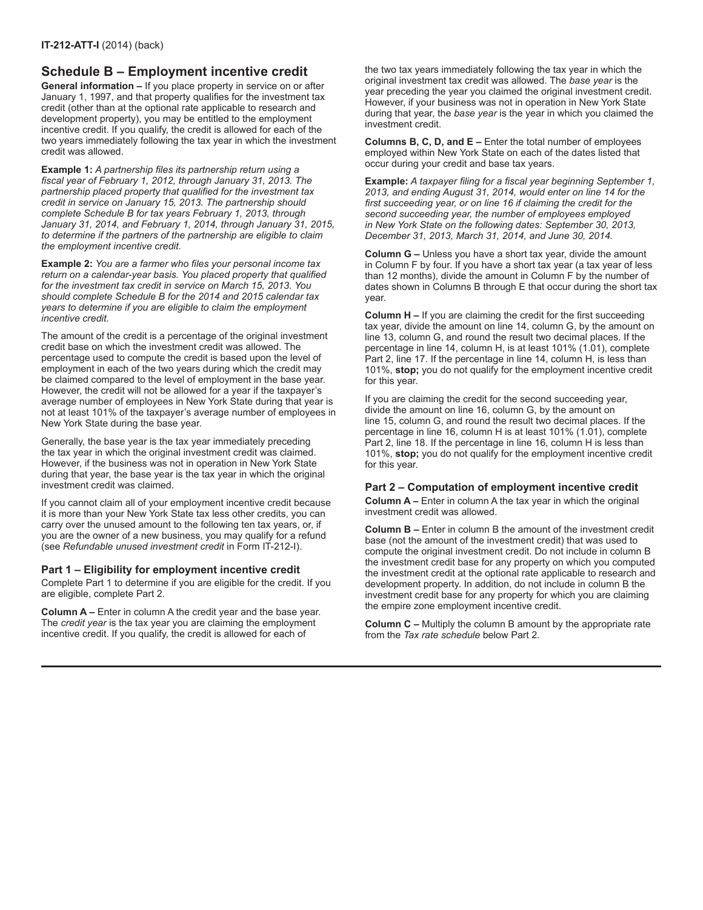## Schedule B – Employment incentive credit

**General information –** If you place property in service on or after January 1, 1997, and that property qualifies for the investment tax credit (other than at the optional rate applicable to research and development property), you may be entitled to the employment incentive credit. If you qualify, the credit is allowed for each of the two years immediately following the tax year in which the investment credit was allowed.

**Example 1:** *A partnership files its partnership return using a fiscal year of February 1, 2012, through January 31, 2013. The partnership placed property that qualified for the investment tax credit in service on January 15, 2013. The partnership should complete Schedule B for tax years February 1, 2013, through January 31, 2014, and February 1, 2014, through January 31, 2015, to determine if the partners of the partnership are eligible to claim the employment incentive credit.*

**Example 2:** *You are a farmer who files your personal income tax return on a calendar-year basis. You placed property that qualified for the investment tax credit in service on March 15, 2013. You should complete Schedule B for the 2014 and 2015 calendar tax years to determine if you are eligible to claim the employment incentive credit.*

The amount of the credit is a percentage of the original investment credit base on which the investment credit was allowed. The percentage used to compute the credit is based upon the level of employment in each of the two years during which the credit may be claimed compared to the level of employment in the base year. However, the credit will not be allowed for a year if the taxpayer's average number of employees in New York State during that year is not at least 101% of the taxpayer's average number of employees in New York State during the base year.

Generally, the base year is the tax year immediately preceding the tax year in which the original investment credit was claimed. However, if the business was not in operation in New York State during that year, the base year is the tax year in which the original investment credit was claimed.

If you cannot claim all of your employment incentive credit because it is more than your New York State tax less other credits, you can carry over the unused amount to the following ten tax years, or, if you are the owner of a new business, you may qualify for a refund (see *Refundable unused investment credit* in Form IT-212-I).

### Part 1 – Eligibility for employment incentive credit

Complete Part 1 to determine if you are eligible for the credit. If you are eligible, complete Part 2.

**Column A –** Enter in column A the credit year and the base year. The *credit year* is the tax year you are claiming the employment incentive credit. If you qualify, the credit is allowed for each of the two tax years immediately following the tax year in which the original investment tax credit was allowed. The *base year* is the year preceding the year you claimed the original investment credit. However, if your business was not in operation in New York State during that year, the *base year* is the year in which you claimed the investment credit.

**Columns B, C, D, and E –** Enter the total number of employees employed within New York State on each of the dates listed that occur during your credit and base tax years.

**Example:** *A taxpayer filing for a fiscal year beginning September 1, 2013, and ending August 31, 2014, would enter on line 14 for the first succeeding year, or on line 16 if claiming the credit for the second succeeding year, the number of employees employed in New York State on the following dates: September 30, 2013, December 31, 2013, March 31, 2014, and June 30, 2014.*

**Column G –** Unless you have a short tax year, divide the amount in Column F by four. If you have a short tax year (a tax year of less than 12 months), divide the amount in Column F by the number of dates shown in Columns B through E that occur during the short tax year.

**Column H –** If you are claiming the credit for the first succeeding tax year, divide the amount on line 14, column G, by the amount on line 13, column G, and round the result two decimal places. If the percentage in line 14, column H, is at least 101% (1.01), complete Part 2, line 17. If the percentage in line 14, column H, is less than 101%, **stop;** you do not qualify for the employment incentive credit for this year.

If you are claiming the credit for the second succeeding year, divide the amount on line 16, column G, by the amount on line 15, column G, and round the result two decimal places. If the percentage in line 16, column H is at least 101% (1.01), complete Part 2, line 18. If the percentage in line 16, column H is less than 101%, **stop;** you do not qualify for the employment incentive credit for this year.

### Part 2 – Computation of employment incentive credit

**Column A –** Enter in column A the tax year in which the original investment credit was allowed.

**Column B –** Enter in column B the amount of the investment credit base (not the amount of the investment credit) that was used to compute the original investment credit. Do not include in column B the investment credit base for any property on which you computed the investment credit at the optional rate applicable to research and development property. In addition, do not include in column B the investment credit base for any property for which you are claiming the empire zone employment incentive credit.

**Column C –** Multiply the column B amount by the appropriate rate from the *Tax rate schedule* below Part 2.